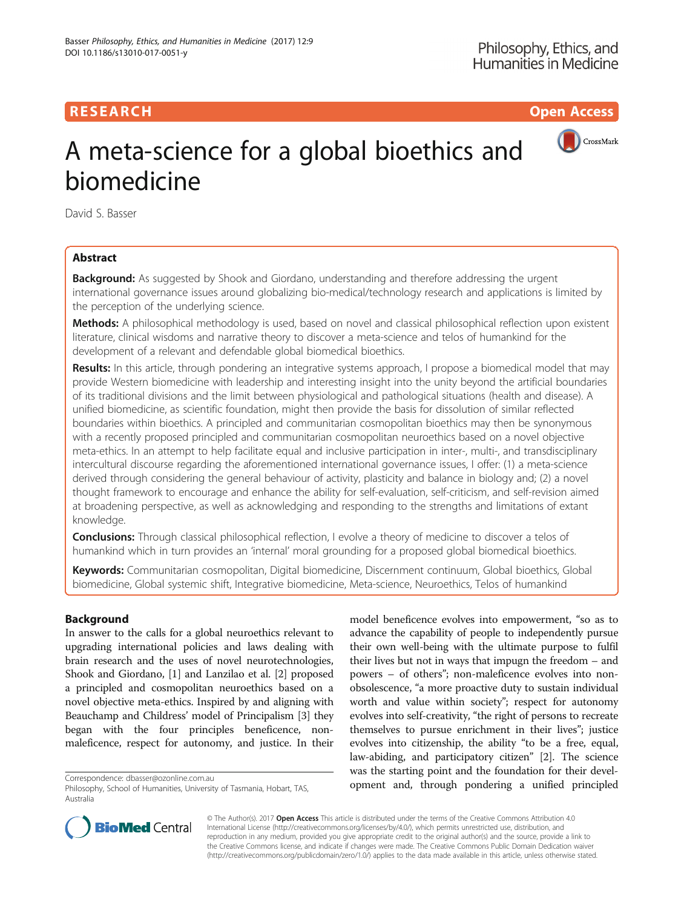RESEARCH Open Access

# A meta-science for a global bioethics and biomedicine

David S. Basser

## Abstract

**Background:** As suggested by Shook and Giordano, understanding and therefore addressing the urgent international governance issues around globalizing bio-medical/technology research and applications is limited by the perception of the underlying science.

**Methods:** A philosophical methodology is used, based on novel and classical philosophical reflection upon existent literature, clinical wisdoms and narrative theory to discover a meta-science and telos of humankind for the development of a relevant and defendable global biomedical bioethics.

**Results:** In this article, through pondering an integrative systems approach, I propose a biomedical model that may provide Western biomedicine with leadership and interesting insight into the unity beyond the artificial boundaries of its traditional divisions and the limit between physiological and pathological situations (health and disease). A unified biomedicine, as scientific foundation, might then provide the basis for dissolution of similar reflected boundaries within bioethics. A principled and communitarian cosmopolitan bioethics may then be synonymous with a recently proposed principled and communitarian cosmopolitan neuroethics based on a novel objective meta-ethics. In an attempt to help facilitate equal and inclusive participation in inter-, multi-, and transdisciplinary intercultural discourse regarding the aforementioned international governance issues, I offer: (1) a meta-science derived through considering the general behaviour of activity, plasticity and balance in biology and; (2) a novel thought framework to encourage and enhance the ability for self-evaluation, self-criticism, and self-revision aimed at broadening perspective, as well as acknowledging and responding to the strengths and limitations of extant knowledge.

**Conclusions:** Through classical philosophical reflection, I evolve a theory of medicine to discover a telos of humankind which in turn provides an 'internal' moral grounding for a proposed global biomedical bioethics.

**Keywords:** Communitarian cosmopolitan, Digital biomedicine, Discernment continuum, Global bioethics, Global biomedicine, Global systemic shift, Integrative biomedicine, Meta-science, Neuroethics, Telos of humankind

## Background

In answer to the calls for a global neuroethics relevant to upgrading international policies and laws dealing with brain research and the uses of novel neurotechnologies, Shook and Giordano, [1] and Lanzilao et al. [2] proposed a principled and cosmopolitan neuroethics based on a novel objective meta-ethics. Inspired by and aligning with Beauchamp and Childress' model of Principalism [3] they began with the four principles beneficence, non-maleficence, respect for autonomy, and justice. In their model beneficence evolves into empowerment, "so as to advance the capability of people to independently pursue their own well-being with the ultimate purpose to fulfil their lives but not in ways that impugn the freedom – and powers – of others"; non-maleficence evolves into non-obsolescence, "a more proactive duty to sustain individual worth and value within society"; respect for autonomy evolves into self-creativity, "the right of persons to recreate themselves to pursue enrichment in their lives"; justice evolves into citizenship, the ability "to be a free, equal, law-abiding, and participatory citizen" [2]. The science was the starting point and the foundation for their development and, through pondering a unified principled

Correspondence: dbasser@ozonline.com.au

Philosophy, School of Humanities, University of Tasmania, Hobart, TAS, Australia

© The Author(s). 2017 **Open Access** This article is distributed under the terms of the Creative Commons Attribution 4.0 International License (http://creativecommons.org/licenses/by/4.0/), which permits unrestricted use, distribution, and reproduction in any medium, provided you give appropriate credit to the original author(s) and the source, provide a link to the Creative Commons license, and indicate if changes were made. The Creative Commons Public Domain Dedication waiver (http://creativecommons.org/publicdomain/zero/1.0/) applies to the data made available in this article, unless otherwise stated.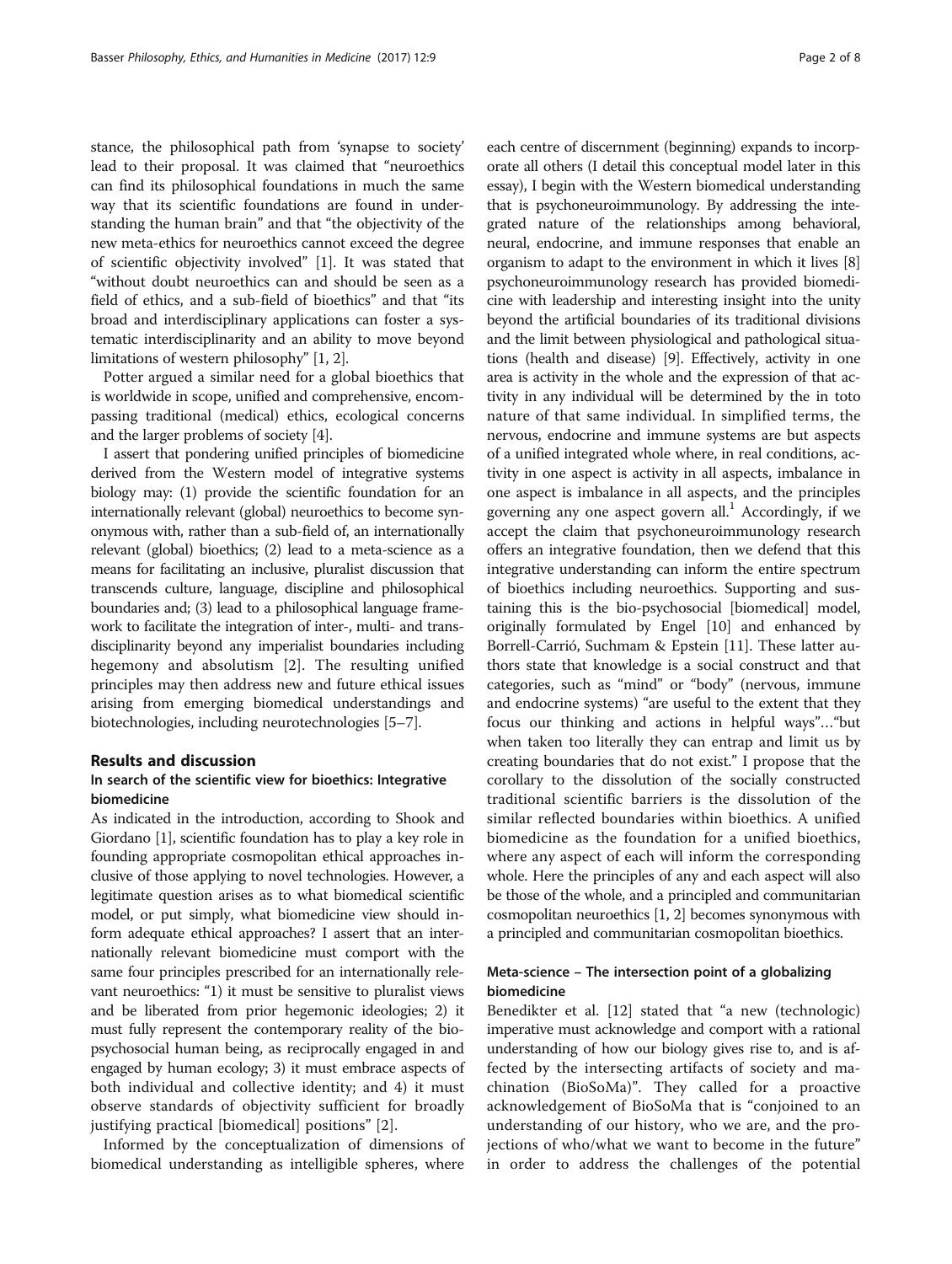stance, the philosophical path from 'synapse to society' lead to their proposal. It was claimed that "neuroethics can find its philosophical foundations in much the same way that its scientific foundations are found in understanding the human brain" and that "the objectivity of the new meta-ethics for neuroethics cannot exceed the degree of scientific objectivity involved" [1]. It was stated that "without doubt neuroethics can and should be seen as a field of ethics, and a sub-field of bioethics" and that "its broad and interdisciplinary applications can foster a systematic interdisciplinarity and an ability to move beyond limitations of western philosophy" [1, 2].

Potter argued a similar need for a global bioethics that is worldwide in scope, unified and comprehensive, encompassing traditional (medical) ethics, ecological concerns and the larger problems of society [4].

I assert that pondering unified principles of biomedicine derived from the Western model of integrative systems biology may: (1) provide the scientific foundation for an internationally relevant (global) neuroethics to become synonymous with, rather than a sub-field of, an internationally relevant (global) bioethics; (2) lead to a meta-science as a means for facilitating an inclusive, pluralist discussion that transcends culture, language, discipline and philosophical boundaries and; (3) lead to a philosophical language framework to facilitate the integration of inter-, multi- and transdisciplinarity beyond any imperialist boundaries including hegemony and absolutism [2]. The resulting unified principles may then address new and future ethical issues arising from emerging biomedical understandings and biotechnologies, including neurotechnologies [5–7].

## Results and discussion

### In search of the scientific view for bioethics: Integrative biomedicine

As indicated in the introduction, according to Shook and Giordano [1], scientific foundation has to play a key role in founding appropriate cosmopolitan ethical approaches inclusive of those applying to novel technologies. However, a legitimate question arises as to what biomedical scientific model, or put simply, what biomedicine view should inform adequate ethical approaches? I assert that an internationally relevant biomedicine must comport with the same four principles prescribed for an internationally relevant neuroethics: "1) it must be sensitive to pluralist views and be liberated from prior hegemonic ideologies; 2) it must fully represent the contemporary reality of the biopsychosocial human being, as reciprocally engaged in and engaged by human ecology; 3) it must embrace aspects of both individual and collective identity; and 4) it must observe standards of objectivity sufficient for broadly justifying practical [biomedical] positions" [2].

Informed by the conceptualization of dimensions of biomedical understanding as intelligible spheres, where each centre of discernment (beginning) expands to incorporate all others (I detail this conceptual model later in this essay), I begin with the Western biomedical understanding that is psychoneuroimmunology. By addressing the integrated nature of the relationships among behavioral, neural, endocrine, and immune responses that enable an organism to adapt to the environment in which it lives [8] psychoneuroimmunology research has provided biomedicine with leadership and interesting insight into the unity beyond the artificial boundaries of its traditional divisions and the limit between physiological and pathological situations (health and disease) [9]. Effectively, activity in one area is activity in the whole and the expression of that activity in any individual will be determined by the in toto nature of that same individual. In simplified terms, the nervous, endocrine and immune systems are but aspects of a unified integrated whole where, in real conditions, activity in one aspect is activity in all aspects, imbalance in one aspect is imbalance in all aspects, and the principles governing any one aspect govern all.[1] Accordingly, if we accept the claim that psychoneuroimmunology research offers an integrative foundation, then we defend that this integrative understanding can inform the entire spectrum of bioethics including neuroethics. Supporting and sustaining this is the bio-psychosocial [biomedical] model, originally formulated by Engel [10] and enhanced by Borrell-Carrió, Suchmam & Epstein [11]. These latter authors state that knowledge is a social construct and that categories, such as "mind" or "body" (nervous, immune and endocrine systems) "are useful to the extent that they focus our thinking and actions in helpful ways"…"but when taken too literally they can entrap and limit us by creating boundaries that do not exist." I propose that the corollary to the dissolution of the socially constructed traditional scientific barriers is the dissolution of the similar reflected boundaries within bioethics. A unified biomedicine as the foundation for a unified bioethics, where any aspect of each will inform the corresponding whole. Here the principles of any and each aspect will also be those of the whole, and a principled and communitarian cosmopolitan neuroethics [1, 2] becomes synonymous with a principled and communitarian cosmopolitan bioethics.

### Meta-science – The intersection point of a globalizing biomedicine

Benedikter et al. [12] stated that "a new (technologic) imperative must acknowledge and comport with a rational understanding of how our biology gives rise to, and is affected by the intersecting artifacts of society and machination (BioSoMa)". They called for a proactive acknowledgement of BioSoMa that is "conjoined to an understanding of our history, who we are, and the projections of who/what we want to become in the future" in order to address the challenges of the potential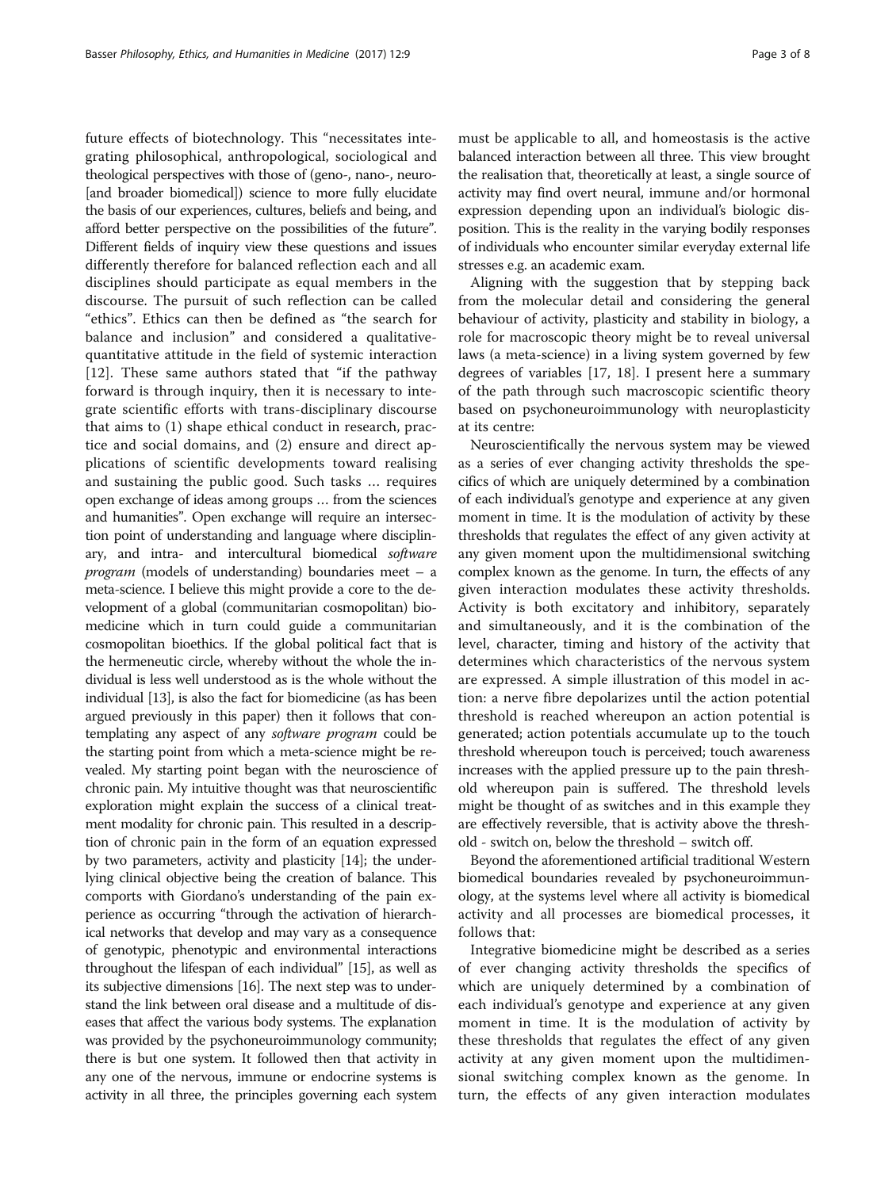future effects of biotechnology. This "necessitates integrating philosophical, anthropological, sociological and theological perspectives with those of (geno-, nano-, neuro- [and broader biomedical]) science to more fully elucidate the basis of our experiences, cultures, beliefs and being, and afford better perspective on the possibilities of the future". Different fields of inquiry view these questions and issues differently therefore for balanced reflection each and all disciplines should participate as equal members in the discourse. The pursuit of such reflection can be called "ethics". Ethics can then be defined as "the search for balance and inclusion" and considered a qualitative-quantitative attitude in the field of systemic interaction [12]. These same authors stated that "if the pathway forward is through inquiry, then it is necessary to integrate scientific efforts with trans-disciplinary discourse that aims to (1) shape ethical conduct in research, practice and social domains, and (2) ensure and direct applications of scientific developments toward realising and sustaining the public good. Such tasks … requires open exchange of ideas among groups … from the sciences and humanities". Open exchange will require an intersection point of understanding and language where disciplinary, and intra- and intercultural biomedical *software program* (models of understanding) boundaries meet – a meta-science. I believe this might provide a core to the development of a global (communitarian cosmopolitan) biomedicine which in turn could guide a communitarian cosmopolitan bioethics. If the global political fact that is the hermeneutic circle, whereby without the whole the individual is less well understood as is the whole without the individual [13], is also the fact for biomedicine (as has been argued previously in this paper) then it follows that contemplating any aspect of any *software program* could be the starting point from which a meta-science might be revealed. My starting point began with the neuroscience of chronic pain. My intuitive thought was that neuroscientific exploration might explain the success of a clinical treatment modality for chronic pain. This resulted in a description of chronic pain in the form of an equation expressed by two parameters, activity and plasticity [14]; the underlying clinical objective being the creation of balance. This comports with Giordano's understanding of the pain experience as occurring "through the activation of hierarchical networks that develop and may vary as a consequence of genotypic, phenotypic and environmental interactions throughout the lifespan of each individual" [15], as well as its subjective dimensions [16]. The next step was to understand the link between oral disease and a multitude of diseases that affect the various body systems. The explanation was provided by the psychoneuroimmunology community; there is but one system. It followed then that activity in any one of the nervous, immune or endocrine systems is activity in all three, the principles governing each system must be applicable to all, and homeostasis is the active balanced interaction between all three. This view brought the realisation that, theoretically at least, a single source of activity may find overt neural, immune and/or hormonal expression depending upon an individual's biologic disposition. This is the reality in the varying bodily responses of individuals who encounter similar everyday external life stresses e.g. an academic exam.

Aligning with the suggestion that by stepping back from the molecular detail and considering the general behaviour of activity, plasticity and stability in biology, a role for macroscopic theory might be to reveal universal laws (a meta-science) in a living system governed by few degrees of variables [17, 18]. I present here a summary of the path through such macroscopic scientific theory based on psychoneuroimmunology with neuroplasticity at its centre:

Neuroscientifically the nervous system may be viewed as a series of ever changing activity thresholds the specifics of which are uniquely determined by a combination of each individual's genotype and experience at any given moment in time. It is the modulation of activity by these thresholds that regulates the effect of any given activity at any given moment upon the multidimensional switching complex known as the genome. In turn, the effects of any given interaction modulates these activity thresholds. Activity is both excitatory and inhibitory, separately and simultaneously, and it is the combination of the level, character, timing and history of the activity that determines which characteristics of the nervous system are expressed. A simple illustration of this model in action: a nerve fibre depolarizes until the action potential threshold is reached whereupon an action potential is generated; action potentials accumulate up to the touch threshold whereupon touch is perceived; touch awareness increases with the applied pressure up to the pain threshold whereupon pain is suffered. The threshold levels might be thought of as switches and in this example they are effectively reversible, that is activity above the threshold - switch on, below the threshold – switch off.

Beyond the aforementioned artificial traditional Western biomedical boundaries revealed by psychoneuroimmunology, at the systems level where all activity is biomedical activity and all processes are biomedical processes, it follows that:

Integrative biomedicine might be described as a series of ever changing activity thresholds the specifics of which are uniquely determined by a combination of each individual's genotype and experience at any given moment in time. It is the modulation of activity by these thresholds that regulates the effect of any given activity at any given moment upon the multidimensional switching complex known as the genome. In turn, the effects of any given interaction modulates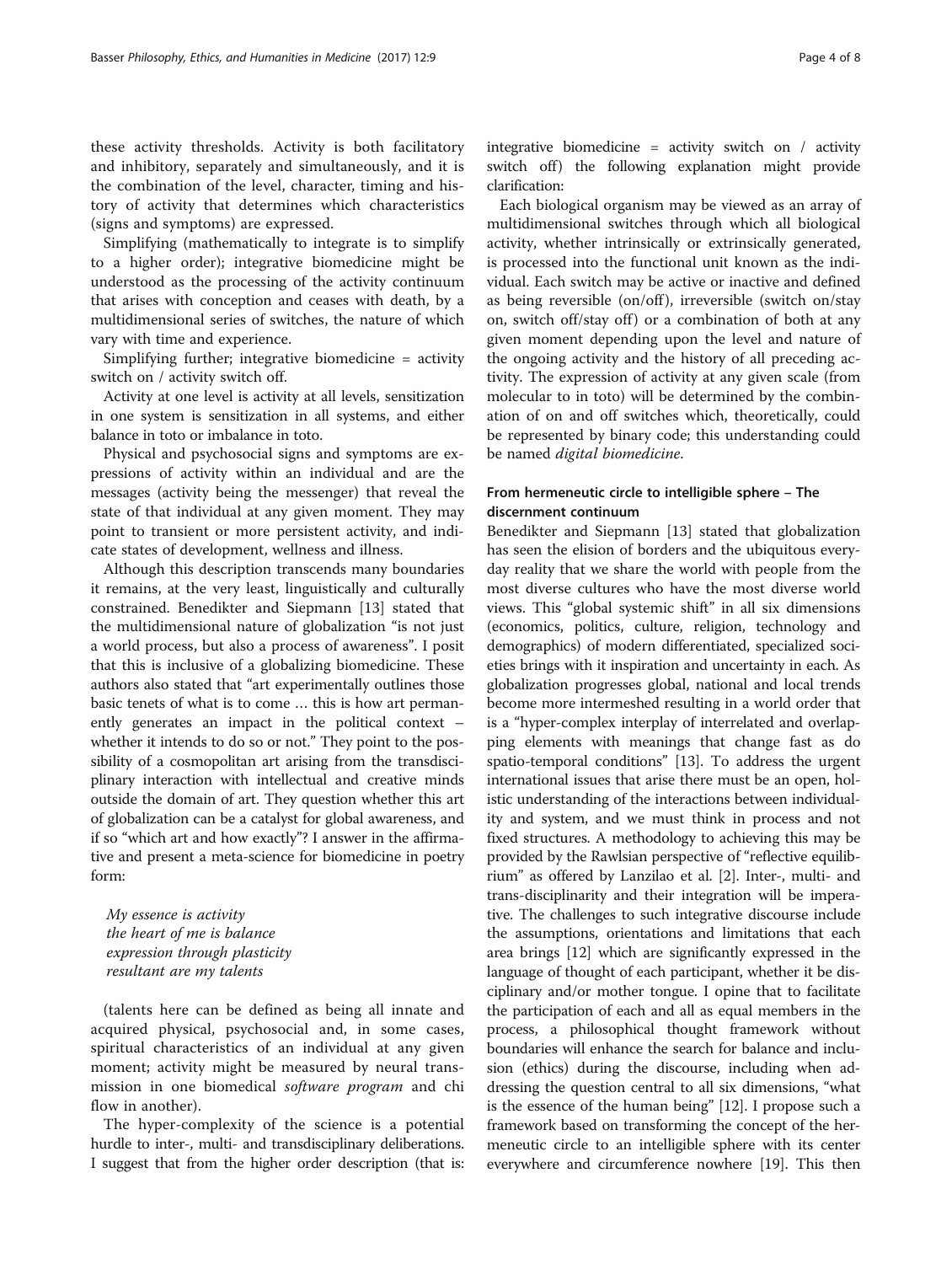these activity thresholds. Activity is both facilitatory and inhibitory, separately and simultaneously, and it is the combination of the level, character, timing and history of activity that determines which characteristics (signs and symptoms) are expressed.

Simplifying (mathematically to integrate is to simplify to a higher order); integrative biomedicine might be understood as the processing of the activity continuum that arises with conception and ceases with death, by a multidimensional series of switches, the nature of which vary with time and experience.

Simplifying further; integrative biomedicine = activity switch on / activity switch off.

Activity at one level is activity at all levels, sensitization in one system is sensitization in all systems, and either balance in toto or imbalance in toto.

Physical and psychosocial signs and symptoms are expressions of activity within an individual and are the messages (activity being the messenger) that reveal the state of that individual at any given moment. They may point to transient or more persistent activity, and indicate states of development, wellness and illness.

Although this description transcends many boundaries it remains, at the very least, linguistically and culturally constrained. Benedikter and Siepmann [13] stated that the multidimensional nature of globalization "is not just a world process, but also a process of awareness". I posit that this is inclusive of a globalizing biomedicine. These authors also stated that "art experimentally outlines those basic tenets of what is to come … this is how art permanently generates an impact in the political context – whether it intends to do so or not." They point to the possibility of a cosmopolitan art arising from the transdisciplinary interaction with intellectual and creative minds outside the domain of art. They question whether this art of globalization can be a catalyst for global awareness, and if so "which art and how exactly"? I answer in the affirmative and present a meta-science for biomedicine in poetry form:

*My essence is activity*
*the heart of me is balance*
*expression through plasticity*
*resultant are my talents*

(talents here can be defined as being all innate and acquired physical, psychosocial and, in some cases, spiritual characteristics of an individual at any given moment; activity might be measured by neural transmission in one biomedical *software program* and chi flow in another).

The hyper-complexity of the science is a potential hurdle to inter-, multi- and transdisciplinary deliberations. I suggest that from the higher order description (that is: integrative biomedicine = activity switch on / activity switch off) the following explanation might provide clarification:

Each biological organism may be viewed as an array of multidimensional switches through which all biological activity, whether intrinsically or extrinsically generated, is processed into the functional unit known as the individual. Each switch may be active or inactive and defined as being reversible (on/off), irreversible (switch on/stay on, switch off/stay off) or a combination of both at any given moment depending upon the level and nature of the ongoing activity and the history of all preceding activity. The expression of activity at any given scale (from molecular to in toto) will be determined by the combination of on and off switches which, theoretically, could be represented by binary code; this understanding could be named *digital biomedicine*.

## From hermeneutic circle to intelligible sphere – The discernment continuum

Benedikter and Siepmann [13] stated that globalization has seen the elision of borders and the ubiquitous everyday reality that we share the world with people from the most diverse cultures who have the most diverse world views. This "global systemic shift" in all six dimensions (economics, politics, culture, religion, technology and demographics) of modern differentiated, specialized societies brings with it inspiration and uncertainty in each. As globalization progresses global, national and local trends become more intermeshed resulting in a world order that is a "hyper-complex interplay of interrelated and overlapping elements with meanings that change fast as do spatio-temporal conditions" [13]. To address the urgent international issues that arise there must be an open, holistic understanding of the interactions between individuality and system, and we must think in process and not fixed structures. A methodology to achieving this may be provided by the Rawlsian perspective of "reflective equilibrium" as offered by Lanzilao et al. [2]. Inter-, multi- and trans-disciplinarity and their integration will be imperative. The challenges to such integrative discourse include the assumptions, orientations and limitations that each area brings [12] which are significantly expressed in the language of thought of each participant, whether it be disciplinary and/or mother tongue. I opine that to facilitate the participation of each and all as equal members in the process, a philosophical thought framework without boundaries will enhance the search for balance and inclusion (ethics) during the discourse, including when addressing the question central to all six dimensions, "what is the essence of the human being" [12]. I propose such a framework based on transforming the concept of the hermeneutic circle to an intelligible sphere with its center everywhere and circumference nowhere [19]. This then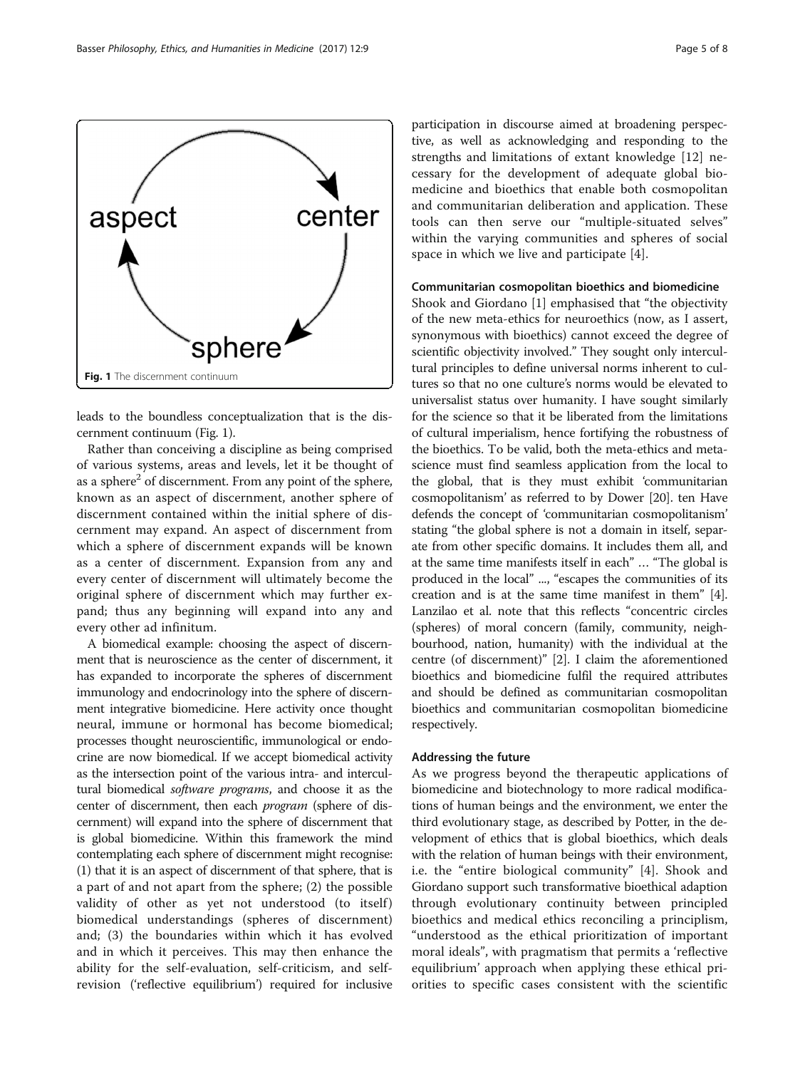Fig. 1 The discernment continuum

leads to the boundless conceptualization that is the discernment continuum (Fig. 1).

Rather than conceiving a discipline as being comprised of various systems, areas and levels, let it be thought of as a sphere[2] of discernment. From any point of the sphere, known as an aspect of discernment, another sphere of discernment contained within the initial sphere of discernment may expand. An aspect of discernment from which a sphere of discernment expands will be known as a center of discernment. Expansion from any and every center of discernment will ultimately become the original sphere of discernment which may further expand; thus any beginning will expand into any and every other ad infinitum.

A biomedical example: choosing the aspect of discernment that is neuroscience as the center of discernment, it has expanded to incorporate the spheres of discernment immunology and endocrinology into the sphere of discernment integrative biomedicine. Here activity once thought neural, immune or hormonal has become biomedical; processes thought neuroscientific, immunological or endocrine are now biomedical. If we accept biomedical activity as the intersection point of the various intra- and intercultural biomedical *software programs*, and choose it as the center of discernment, then each *program* (sphere of discernment) will expand into the sphere of discernment that is global biomedicine. Within this framework the mind contemplating each sphere of discernment might recognise: (1) that it is an aspect of discernment of that sphere, that is a part of and not apart from the sphere; (2) the possible validity of other as yet not understood (to itself) biomedical understandings (spheres of discernment) and; (3) the boundaries within which it has evolved and in which it perceives. This may then enhance the ability for the self-evaluation, self-criticism, and self-revision ('reflective equilibrium') required for inclusive participation in discourse aimed at broadening perspective, as well as acknowledging and responding to the strengths and limitations of extant knowledge [12] necessary for the development of adequate global biomedicine and bioethics that enable both cosmopolitan and communitarian deliberation and application. These tools can then serve our "multiple-situated selves" within the varying communities and spheres of social space in which we live and participate [4].

### Communitarian cosmopolitan bioethics and biomedicine

Shook and Giordano [1] emphasised that "the objectivity of the new meta-ethics for neuroethics (now, as I assert, synonymous with bioethics) cannot exceed the degree of scientific objectivity involved." They sought only intercultural principles to define universal norms inherent to cultures so that no one culture's norms would be elevated to universalist status over humanity. I have sought similarly for the science so that it be liberated from the limitations of cultural imperialism, hence fortifying the robustness of the bioethics. To be valid, both the meta-ethics and meta-science must find seamless application from the local to the global, that is they must exhibit 'communitarian cosmopolitanism' as referred to by Dower [20]. ten Have defends the concept of 'communitarian cosmopolitanism' stating "the global sphere is not a domain in itself, separate from other specific domains. It includes them all, and at the same time manifests itself in each" … "The global is produced in the local" ..., "escapes the communities of its creation and is at the same time manifest in them" [4]. Lanzilao et al. note that this reflects "concentric circles (spheres) of moral concern (family, community, neighbourhood, nation, humanity) with the individual at the centre (of discernment)" [2]. I claim the aforementioned bioethics and biomedicine fulfil the required attributes and should be defined as communitarian cosmopolitan bioethics and communitarian cosmopolitan biomedicine respectively.

### Addressing the future

As we progress beyond the therapeutic applications of biomedicine and biotechnology to more radical modifications of human beings and the environment, we enter the third evolutionary stage, as described by Potter, in the development of ethics that is global bioethics, which deals with the relation of human beings with their environment, i.e. the "entire biological community" [4]. Shook and Giordano support such transformative bioethical adaption through evolutionary continuity between principled bioethics and medical ethics reconciling a principlism, "understood as the ethical prioritization of important moral ideals", with pragmatism that permits a 'reflective equilibrium' approach when applying these ethical priorities to specific cases consistent with the scientific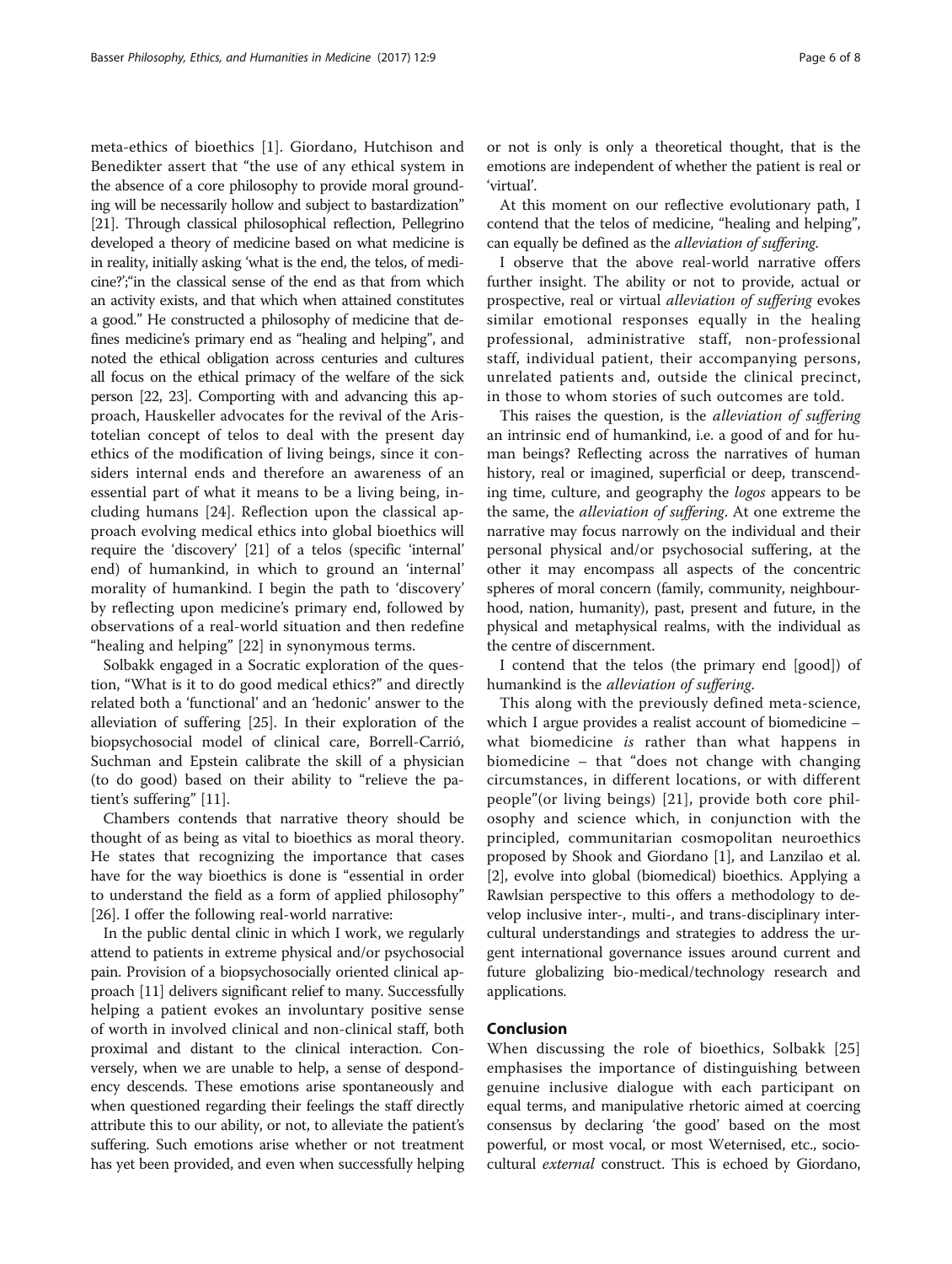meta-ethics of bioethics [1]. Giordano, Hutchison and Benedikter assert that "the use of any ethical system in the absence of a core philosophy to provide moral grounding will be necessarily hollow and subject to bastardization" [21]. Through classical philosophical reflection, Pellegrino developed a theory of medicine based on what medicine is in reality, initially asking 'what is the end, the telos, of medicine?';"in the classical sense of the end as that from which an activity exists, and that which when attained constitutes a good." He constructed a philosophy of medicine that defines medicine's primary end as "healing and helping", and noted the ethical obligation across centuries and cultures all focus on the ethical primacy of the welfare of the sick person [22, 23]. Comporting with and advancing this approach, Hauskeller advocates for the revival of the Aristotelian concept of telos to deal with the present day ethics of the modification of living beings, since it considers internal ends and therefore an awareness of an essential part of what it means to be a living being, including humans [24]. Reflection upon the classical approach evolving medical ethics into global bioethics will require the 'discovery' [21] of a telos (specific 'internal' end) of humankind, in which to ground an 'internal' morality of humankind. I begin the path to 'discovery' by reflecting upon medicine's primary end, followed by observations of a real-world situation and then redefine "healing and helping" [22] in synonymous terms.

Solbakk engaged in a Socratic exploration of the question, "What is it to do good medical ethics?" and directly related both a 'functional' and an 'hedonic' answer to the alleviation of suffering [25]. In their exploration of the biopsychosocial model of clinical care, Borrell-Carrió, Suchman and Epstein calibrate the skill of a physician (to do good) based on their ability to "relieve the patient's suffering" [11].

Chambers contends that narrative theory should be thought of as being as vital to bioethics as moral theory. He states that recognizing the importance that cases have for the way bioethics is done is "essential in order to understand the field as a form of applied philosophy" [26]. I offer the following real-world narrative:

In the public dental clinic in which I work, we regularly attend to patients in extreme physical and/or psychosocial pain. Provision of a biopsychosocially oriented clinical approach [11] delivers significant relief to many. Successfully helping a patient evokes an involuntary positive sense of worth in involved clinical and non-clinical staff, both proximal and distant to the clinical interaction. Conversely, when we are unable to help, a sense of despondency descends. These emotions arise spontaneously and when questioned regarding their feelings the staff directly attribute this to our ability, or not, to alleviate the patient's suffering. Such emotions arise whether or not treatment has yet been provided, and even when successfully helping or not is only is only a theoretical thought, that is the emotions are independent of whether the patient is real or 'virtual'.

At this moment on our reflective evolutionary path, I contend that the telos of medicine, "healing and helping", can equally be defined as the *alleviation of suffering.*

I observe that the above real-world narrative offers further insight. The ability or not to provide, actual or prospective, real or virtual *alleviation of suffering* evokes similar emotional responses equally in the healing professional, administrative staff, non-professional staff, individual patient, their accompanying persons, unrelated patients and, outside the clinical precinct, in those to whom stories of such outcomes are told.

This raises the question, is the *alleviation of suffering* an intrinsic end of humankind, i.e. a good of and for human beings? Reflecting across the narratives of human history, real or imagined, superficial or deep, transcending time, culture, and geography the *logos* appears to be the same, the *alleviation of suffering*. At one extreme the narrative may focus narrowly on the individual and their personal physical and/or psychosocial suffering, at the other it may encompass all aspects of the concentric spheres of moral concern (family, community, neighbourhood, nation, humanity), past, present and future, in the physical and metaphysical realms, with the individual as the centre of discernment.

I contend that the telos (the primary end [good]) of humankind is the *alleviation of suffering*.

This along with the previously defined meta-science, which I argue provides a realist account of biomedicine – what biomedicine *is* rather than what happens in biomedicine – that "does not change with changing circumstances, in different locations, or with different people"(or living beings) [21], provide both core philosophy and science which, in conjunction with the principled, communitarian cosmopolitan neuroethics proposed by Shook and Giordano [1], and Lanzilao et al. [2], evolve into global (biomedical) bioethics. Applying a Rawlsian perspective to this offers a methodology to develop inclusive inter-, multi-, and trans-disciplinary intercultural understandings and strategies to address the urgent international governance issues around current and future globalizing bio-medical/technology research and applications.

## Conclusion

When discussing the role of bioethics, Solbakk [25] emphasises the importance of distinguishing between genuine inclusive dialogue with each participant on equal terms, and manipulative rhetoric aimed at coercing consensus by declaring 'the good' based on the most powerful, or most vocal, or most Weternised, etc., sociocultural *external* construct. This is echoed by Giordano,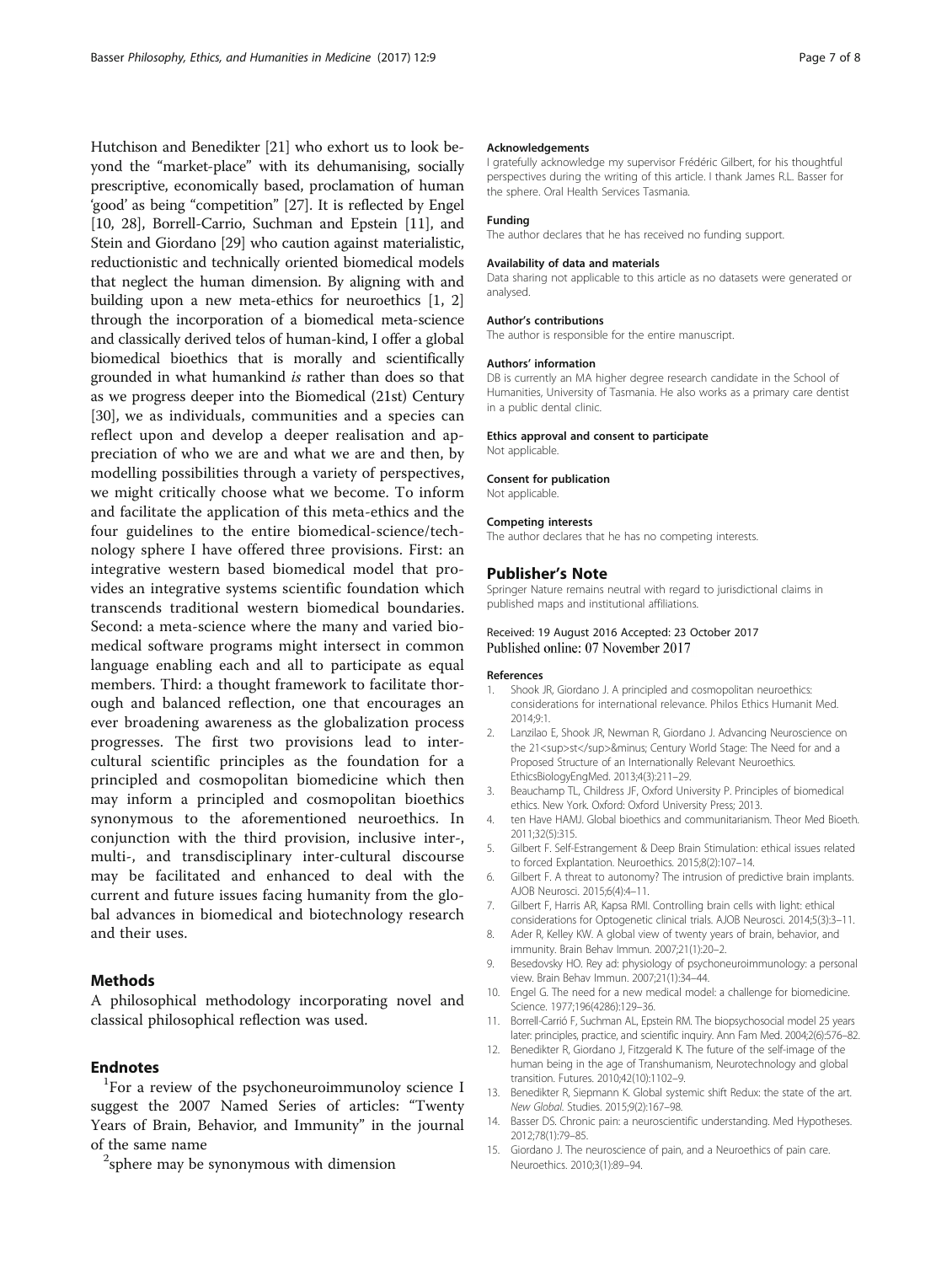Hutchison and Benedikter [21] who exhort us to look beyond the "market-place" with its dehumanising, socially prescriptive, economically based, proclamation of human 'good' as being "competition" [27]. It is reflected by Engel [10, 28], Borrell-Carrio, Suchman and Epstein [11], and Stein and Giordano [29] who caution against materialistic, reductionistic and technically oriented biomedical models that neglect the human dimension. By aligning with and building upon a new meta-ethics for neuroethics [1, 2] through the incorporation of a biomedical meta-science and classically derived telos of human-kind, I offer a global biomedical bioethics that is morally and scientifically grounded in what humankind *is* rather than does so that as we progress deeper into the Biomedical (21st) Century [30], we as individuals, communities and a species can reflect upon and develop a deeper realisation and appreciation of who we are and what we are and then, by modelling possibilities through a variety of perspectives, we might critically choose what we become. To inform and facilitate the application of this meta-ethics and the four guidelines to the entire biomedical-science/technology sphere I have offered three provisions. First: an integrative western based biomedical model that provides an integrative systems scientific foundation which transcends traditional western biomedical boundaries. Second: a meta-science where the many and varied biomedical software programs might intersect in common language enabling each and all to participate as equal members. Third: a thought framework to facilitate thorough and balanced reflection, one that encourages an ever broadening awareness as the globalization process progresses. The first two provisions lead to intercultural scientific principles as the foundation for a principled and cosmopolitan biomedicine which then may inform a principled and cosmopolitan bioethics synonymous to the aforementioned neuroethics. In conjunction with the third provision, inclusive inter-, multi-, and transdisciplinary inter-cultural discourse may be facilitated and enhanced to deal with the current and future issues facing humanity from the global advances in biomedical and biotechnology research and their uses.

## Methods

A philosophical methodology incorporating novel and classical philosophical reflection was used.

## Endnotes

[1]For a review of the psychoneuroimmunoloy science I suggest the 2007 Named Series of articles: "Twenty Years of Brain, Behavior, and Immunity" in the journal of the same name

[2]sphere may be synonymous with dimension

### Acknowledgements

I gratefully acknowledge my supervisor Frédéric Gilbert, for his thoughtful perspectives during the writing of this article. I thank James R.L. Basser for the sphere. Oral Health Services Tasmania.

### Funding

The author declares that he has received no funding support.

### Availability of data and materials

Data sharing not applicable to this article as no datasets were generated or analysed.

### Author's contributions

The author is responsible for the entire manuscript.

### Authors' information

DB is currently an MA higher degree research candidate in the School of Humanities, University of Tasmania. He also works as a primary care dentist in a public dental clinic.

### Ethics approval and consent to participate

Not applicable.

### Consent for publication

Not applicable.

### Competing interests

The author declares that he has no competing interests.

## Publisher's Note

Springer Nature remains neutral with regard to jurisdictional claims in published maps and institutional affiliations.

Received: 19 August 2016 Accepted: 23 October 2017
Published online: 07 November 2017

### References

1. Shook JR, Giordano J. A principled and cosmopolitan neuroethics: considerations for international relevance. Philos Ethics Humanit Med. 2014;9:1.
2. Lanzilao E, Shook JR, Newman R, Giordano J. Advancing Neuroscience on the 21<sup>st</sup>&minus; Century World Stage: The Need for and a Proposed Structure of an Internationally Relevant Neuroethics. EthicsBiologyEngMed. 2013;4(3):211–29.
3. Beauchamp TL, Childress JF, Oxford University P. Principles of biomedical ethics. New York. Oxford: Oxford University Press; 2013.
4. ten Have HAMJ. Global bioethics and communitarianism. Theor Med Bioeth. 2011;32(5):315.
5. Gilbert F. Self-Estrangement & Deep Brain Stimulation: ethical issues related to forced Explantation. Neuroethics. 2015;8(2):107–14.
6. Gilbert F. A threat to autonomy? The intrusion of predictive brain implants. AJOB Neurosci. 2015;6(4):4–11.
7. Gilbert F, Harris AR, Kapsa RMI. Controlling brain cells with light: ethical considerations for Optogenetic clinical trials. AJOB Neurosci. 2014;5(3):3–11.
8. Ader R, Kelley KW. A global view of twenty years of brain, behavior, and immunity. Brain Behav Immun. 2007;21(1):20–2.
9. Besedovsky HO. Rey ad: physiology of psychoneuroimmunology: a personal view. Brain Behav Immun. 2007;21(1):34–44.
10. Engel G. The need for a new medical model: a challenge for biomedicine. Science. 1977;196(4286):129–36.
11. Borrell-Carrió F, Suchman AL, Epstein RM. The biopsychosocial model 25 years later: principles, practice, and scientific inquiry. Ann Fam Med. 2004;2(6):576–82.
12. Benedikter R, Giordano J, Fitzgerald K. The future of the self-image of the human being in the age of Transhumanism, Neurotechnology and global transition. Futures. 2010;42(10):1102–9.
13. Benedikter R, Siepmann K. Global systemic shift Redux: the state of the art. *New Global.* Studies. 2015;9(2):167–98.
14. Basser DS. Chronic pain: a neuroscientific understanding. Med Hypotheses. 2012;78(1):79–85.
15. Giordano J. The neuroscience of pain, and a Neuroethics of pain care. Neuroethics. 2010;3(1):89–94.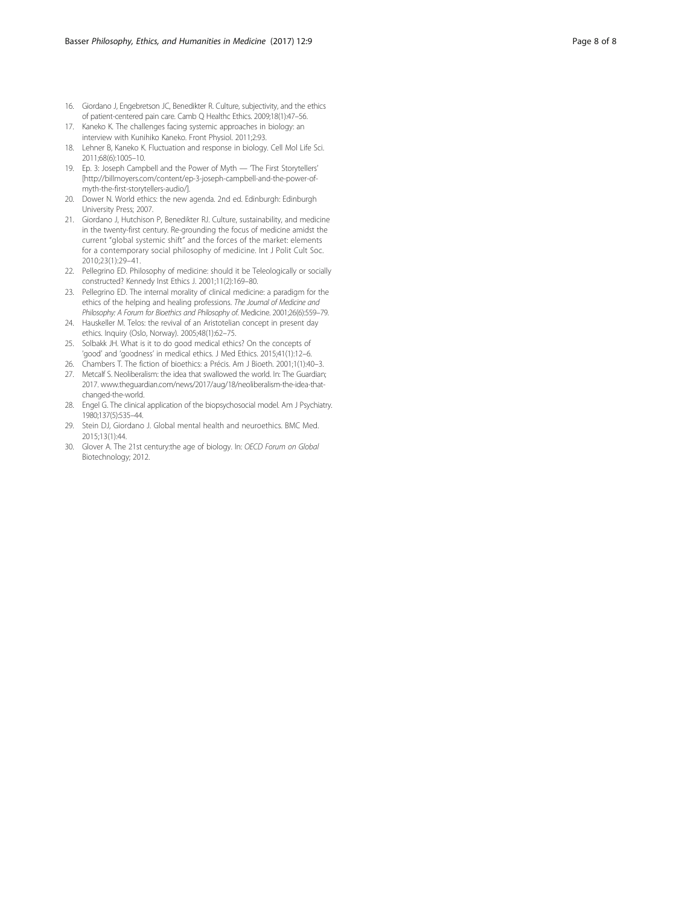16. Giordano J, Engebretson JC, Benedikter R. Culture, subjectivity, and the ethics of patient-centered pain care. Camb Q Healthc Ethics. 2009;18(1):47–56.
17. Kaneko K. The challenges facing systemic approaches in biology: an interview with Kunihiko Kaneko. Front Physiol. 2011;2:93.
18. Lehner B, Kaneko K. Fluctuation and response in biology. Cell Mol Life Sci. 2011;68(6):1005–10.
19. Ep. 3: Joseph Campbell and the Power of Myth — 'The First Storytellers' [http://billmoyers.com/content/ep-3-joseph-campbell-and-the-power-of-myth-the-first-storytellers-audio/].
20. Dower N. World ethics: the new agenda. 2nd ed. Edinburgh: Edinburgh University Press; 2007.
21. Giordano J, Hutchison P, Benedikter RJ. Culture, sustainability, and medicine in the twenty-first century. Re-grounding the focus of medicine amidst the current "global systemic shift" and the forces of the market: elements for a contemporary social philosophy of medicine. Int J Polit Cult Soc. 2010;23(1):29–41.
22. Pellegrino ED. Philosophy of medicine: should it be Teleologically or socially constructed? Kennedy Inst Ethics J. 2001;11(2):169–80.
23. Pellegrino ED. The internal morality of clinical medicine: a paradigm for the ethics of the helping and healing professions. *The Journal of Medicine and Philosophy: A Forum for Bioethics and Philosophy of*. Medicine. 2001;26(6):559–79.
24. Hauskeller M. Telos: the revival of an Aristotelian concept in present day ethics. Inquiry (Oslo, Norway). 2005;48(1):62–75.
25. Solbakk JH. What is it to do good medical ethics? On the concepts of 'good' and 'goodness' in medical ethics. J Med Ethics. 2015;41(1):12–6.
26. Chambers T. The fiction of bioethics: a Précis. Am J Bioeth. 2001;1(1):40–3.
27. Metcalf S. Neoliberalism: the idea that swallowed the world. In: The Guardian; 2017. www.theguardian.com/news/2017/aug/18/neoliberalism-the-idea-that-changed-the-world.
28. Engel G. The clinical application of the biopsychosocial model. Am J Psychiatry. 1980;137(5):535–44.
29. Stein DJ, Giordano J. Global mental health and neuroethics. BMC Med. 2015;13(1):44.
30. Glover A. The 21st century:the age of biology. In: *OECD Forum on Global* Biotechnology; 2012.